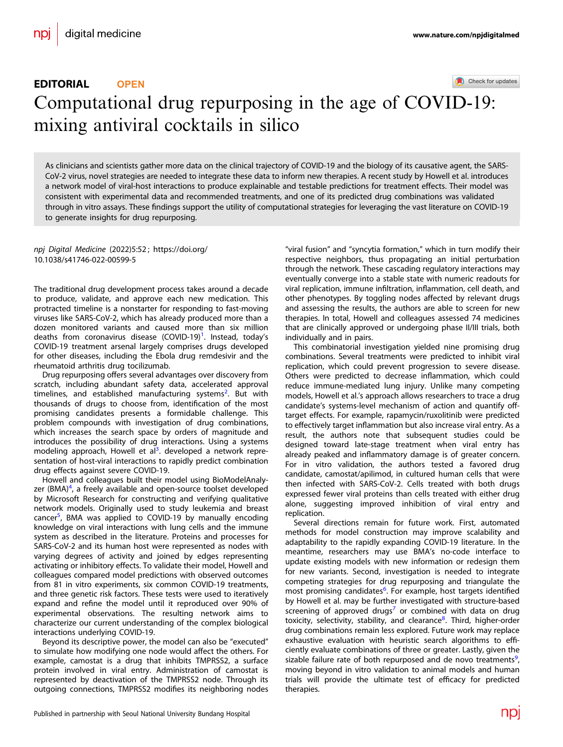EDITORIAL **OPEN**

# Computational drug repurposing in the age of COVID-19: mixing antiviral cocktails in silico

As clinicians and scientists gather more data on the clinical trajectory of COVID-19 and the biology of its causative agent, the SARS-CoV-2 virus, novel strategies are needed to integrate these data to inform new therapies. A recent study by Howell et al. introduces a network model of viral-host interactions to produce explainable and testable predictions for treatment effects. Their model was consistent with experimental data and recommended treatments, and one of its predicted drug combinations was validated through in vitro assays. These findings support the utility of computational strategies for leveraging the vast literature on COVID-19 to generate insights for drug repurposing.

*npj Digital Medicine* (2022)5:52 ; https://doi.org/10.1038/s41746-022-00599-5

The traditional drug development process takes around a decade to produce, validate, and approve each new medication. This protracted timeline is a nonstarter for responding to fast-moving viruses like SARS-CoV-2, which has already produced more than a dozen monitored variants and caused more than six million deaths from coronavirus disease (COVID-19)[1]. Instead, today's COVID-19 treatment arsenal largely comprises drugs developed for other diseases, including the Ebola drug remdesivir and the rheumatoid arthritis drug tocilizumab.

Drug repurposing offers several advantages over discovery from scratch, including abundant safety data, accelerated approval timelines, and established manufacturing systems[2]. But with thousands of drugs to choose from, identification of the most promising candidates presents a formidable challenge. This problem compounds with investigation of drug combinations, which increases the search space by orders of magnitude and introduces the possibility of drug interactions. Using a systems modeling approach, Howell et al[3]. developed a network representation of host-viral interactions to rapidly predict combination drug effects against severe COVID-19.

Howell and colleagues built their model using BioModelAnalyzer (BMA)[4], a freely available and open-source toolset developed by Microsoft Research for constructing and verifying qualitative network models. Originally used to study leukemia and breast cancer[5], BMA was applied to COVID-19 by manually encoding knowledge on viral interactions with lung cells and the immune system as described in the literature. Proteins and processes for SARS-CoV-2 and its human host were represented as nodes with varying degrees of activity and joined by edges representing activating or inhibitory effects. To validate their model, Howell and colleagues compared model predictions with observed outcomes from 81 in vitro experiments, six common COVID-19 treatments, and three genetic risk factors. These tests were used to iteratively expand and refine the model until it reproduced over 90% of experimental observations. The resulting network aims to characterize our current understanding of the complex biological interactions underlying COVID-19.

Beyond its descriptive power, the model can also be "executed" to simulate how modifying one node would affect the others. For example, camostat is a drug that inhibits TMPRSS2, a surface protein involved in viral entry. Administration of camostat is represented by deactivation of the TMPRSS2 node. Through its outgoing connections, TMPRSS2 modifies its neighboring nodes "viral fusion" and "syncytia formation," which in turn modify their respective neighbors, thus propagating an initial perturbation through the network. These cascading regulatory interactions may eventually converge into a stable state with numeric readouts for viral replication, immune infiltration, inflammation, cell death, and other phenotypes. By toggling nodes affected by relevant drugs and assessing the results, the authors are able to screen for new therapies. In total, Howell and colleagues assessed 74 medicines that are clinically approved or undergoing phase II/III trials, both individually and in pairs.

This combinatorial investigation yielded nine promising drug combinations. Several treatments were predicted to inhibit viral replication, which could prevent progression to severe disease. Others were predicted to decrease inflammation, which could reduce immune-mediated lung injury. Unlike many competing models, Howell et al.'s approach allows researchers to trace a drug candidate's systems-level mechanism of action and quantify off-target effects. For example, rapamycin/ruxolitinib were predicted to effectively target inflammation but also increase viral entry. As a result, the authors note that subsequent studies could be designed toward late-stage treatment when viral entry has already peaked and inflammatory damage is of greater concern. For in vitro validation, the authors tested a favored drug candidate, camostat/apilimod, in cultured human cells that were then infected with SARS-CoV-2. Cells treated with both drugs expressed fewer viral proteins than cells treated with either drug alone, suggesting improved inhibition of viral entry and replication.

Several directions remain for future work. First, automated methods for model construction may improve scalability and adaptability to the rapidly expanding COVID-19 literature. In the meantime, researchers may use BMA's no-code interface to update existing models with new information or redesign them for new variants. Second, investigation is needed to integrate competing strategies for drug repurposing and triangulate the most promising candidates[6]. For example, host targets identified by Howell et al. may be further investigated with structure-based screening of approved drugs[7] or combined with data on drug toxicity, selectivity, stability, and clearance[8]. Third, higher-order drug combinations remain less explored. Future work may replace exhaustive evaluation with heuristic search algorithms to efficiently evaluate combinations of three or greater. Lastly, given the sizable failure rate of both repurposed and de novo treatments[9], moving beyond in vitro validation to animal models and human trials will provide the ultimate test of efficacy for predicted therapies.

Published in partnership with Seoul National University Bundang Hospital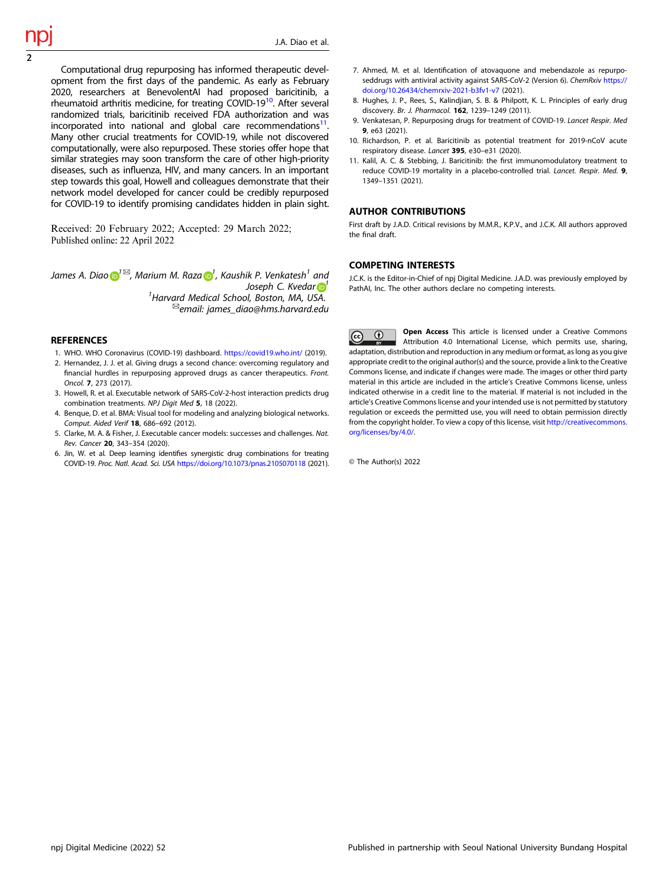Computational drug repurposing has informed therapeutic development from the first days of the pandemic. As early as February 2020, researchers at BenevolentAI had proposed baricitinib, a rheumatoid arthritis medicine, for treating COVID-19[10]. After several randomized trials, baricitinib received FDA authorization and was incorporated into national and global care recommendations[11]. Many other crucial treatments for COVID-19, while not discovered computationally, were also repurposed. These stories offer hope that similar strategies may soon transform the care of other high-priority diseases, such as influenza, HIV, and many cancers. In an important step towards this goal, Howell and colleagues demonstrate that their network model developed for cancer could be credibly repurposed for COVID-19 to identify promising candidates hidden in plain sight.

Received: 20 February 2022; Accepted: 29 March 2022;
Published online: 22 April 2022

*James A. Diao*[1✉], *Marium M. Raza*[1], *Kaushik P. Venkatesh*[1] *and Joseph C. Kvedar*[1]
[1]*Harvard Medical School, Boston, MA, USA.*
✉*email: james_diao@hms.harvard.edu*

## REFERENCES

1. WHO. WHO Coronavirus (COVID-19) dashboard. https://covid19.who.int/ (2019).
2. Hernandez, J. J. et al. Giving drugs a second chance: overcoming regulatory and financial hurdles in repurposing approved drugs as cancer therapeutics. *Front. Oncol.* **7**, 273 (2017).
3. Howell, R. et al. Executable network of SARS-CoV-2-host interaction predicts drug combination treatments. *NPJ Digit Med* **5**, 18 (2022).
4. Benque, D. et al. BMA: Visual tool for modeling and analyzing biological networks. *Comput. Aided Verif* **18**, 686–692 (2012).
5. Clarke, M. A. & Fisher, J. Executable cancer models: successes and challenges. *Nat. Rev. Cancer* **20**, 343–354 (2020).
6. Jin, W. et al. Deep learning identifies synergistic drug combinations for treating COVID-19. *Proc. Natl. Acad. Sci. USA* https://doi.org/10.1073/pnas.2105070118 (2021).
7. Ahmed, M. et al. Identification of atovaquone and mebendazole as repurposeddrugs with antiviral activity against SARS-CoV-2 (Version 6). *ChemRxiv* https://doi.org/10.26434/chemrxiv-2021-b3fv1-v7 (2021).
8. Hughes, J. P., Rees, S., Kalindjian, S. B. & Philpott, K. L. Principles of early drug discovery. *Br. J. Pharmacol.* **162**, 1239–1249 (2011).
9. Venkatesan, P. Repurposing drugs for treatment of COVID-19. *Lancet Respir. Med* **9**, e63 (2021).
10. Richardson, P. et al. Baricitinib as potential treatment for 2019-nCoV acute respiratory disease. *Lancet* **395**, e30–e31 (2020).
11. Kalil, A. C. & Stebbing, J. Baricitinib: the first immunomodulatory treatment to reduce COVID-19 mortality in a placebo-controlled trial. *Lancet. Respir. Med.* **9**, 1349–1351 (2021).

## AUTHOR CONTRIBUTIONS

First draft by J.A.D. Critical revisions by M.M.R., K.P.V., and J.C.K. All authors approved the final draft.

## COMPETING INTERESTS

J.C.K. is the Editor-in-Chief of npj Digital Medicine. J.A.D. was previously employed by PathAI, Inc. The other authors declare no competing interests.

**Open Access** This article is licensed under a Creative Commons Attribution 4.0 International License, which permits use, sharing, adaptation, distribution and reproduction in any medium or format, as long as you give appropriate credit to the original author(s) and the source, provide a link to the Creative Commons license, and indicate if changes were made. The images or other third party material in this article are included in the article's Creative Commons license, unless indicated otherwise in a credit line to the material. If material is not included in the article's Creative Commons license and your intended use is not permitted by statutory regulation or exceeds the permitted use, you will need to obtain permission directly from the copyright holder. To view a copy of this license, visit http://creativecommons.org/licenses/by/4.0/.

© The Author(s) 2022